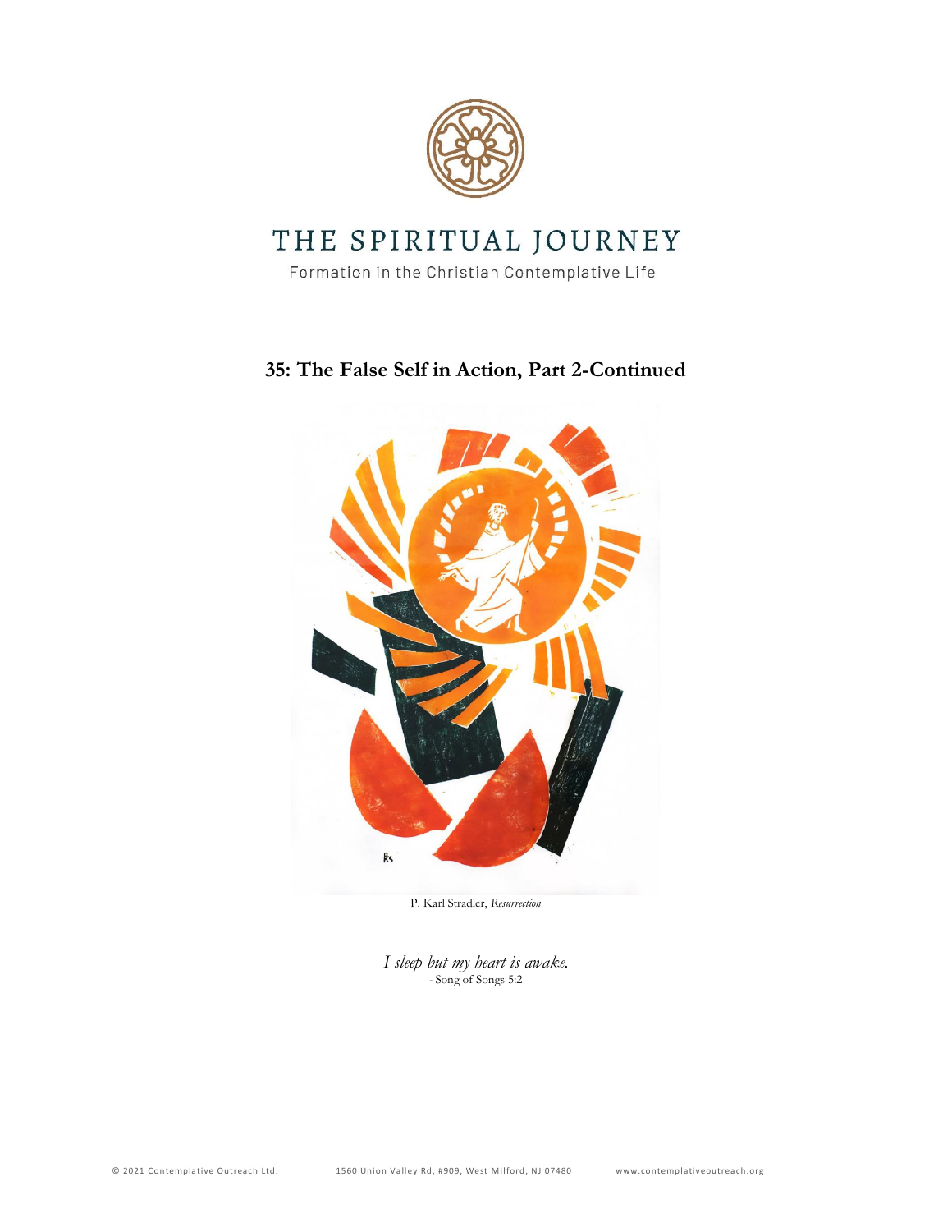# THE SPIRITUAL JOURNEY

Formation in the Christian Contemplative Life

## 35: The False Self in Action, Part 2-Continued

P. Karl Stradler, *Resurrection*

*I sleep but my heart is awake.*
- Song of Songs 5:2

© 2021 Contemplative Outreach Ltd. 1560 Union Valley Rd, #909, West Milford, NJ 07480 www.contemplativeoutreach.org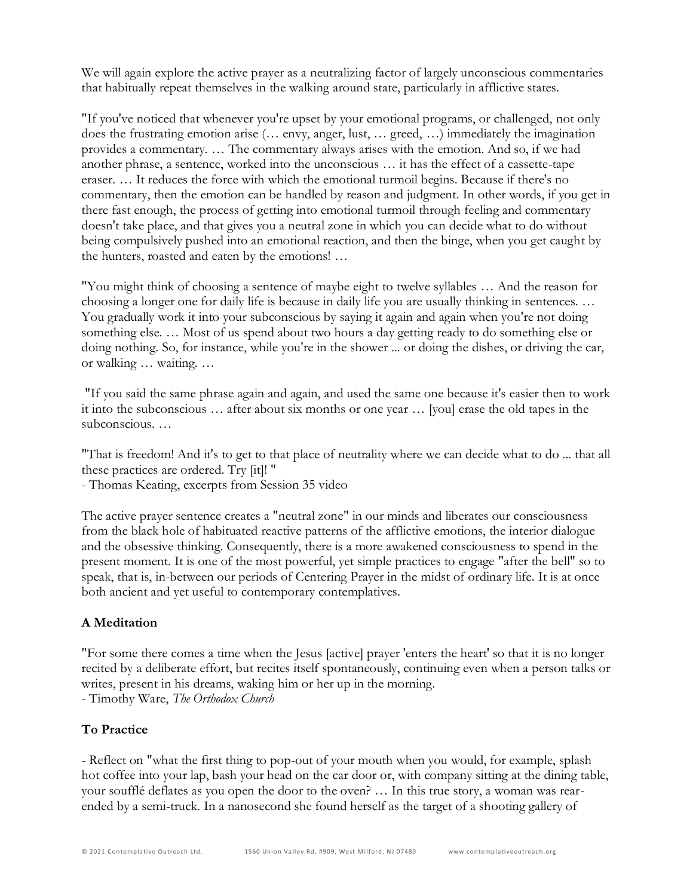We will again explore the active prayer as a neutralizing factor of largely unconscious commentaries that habitually repeat themselves in the walking around state, particularly in afflictive states.

"If you've noticed that whenever you're upset by your emotional programs, or challenged, not only does the frustrating emotion arise (… envy, anger, lust, … greed, …) immediately the imagination provides a commentary. … The commentary always arises with the emotion. And so, if we had another phrase, a sentence, worked into the unconscious … it has the effect of a cassette-tape eraser. … It reduces the force with which the emotional turmoil begins. Because if there's no commentary, then the emotion can be handled by reason and judgment. In other words, if you get in there fast enough, the process of getting into emotional turmoil through feeling and commentary doesn't take place, and that gives you a neutral zone in which you can decide what to do without being compulsively pushed into an emotional reaction, and then the binge, when you get caught by the hunters, roasted and eaten by the emotions! …

"You might think of choosing a sentence of maybe eight to twelve syllables … And the reason for choosing a longer one for daily life is because in daily life you are usually thinking in sentences. … You gradually work it into your subconscious by saying it again and again when you're not doing something else. … Most of us spend about two hours a day getting ready to do something else or doing nothing. So, for instance, while you're in the shower ... or doing the dishes, or driving the car, or walking … waiting. …

"If you said the same phrase again and again, and used the same one because it's easier then to work it into the subconscious … after about six months or one year … [you] erase the old tapes in the subconscious. …

"That is freedom! And it's to get to that place of neutrality where we can decide what to do ... that all these practices are ordered. Try [it]! "
- Thomas Keating, excerpts from Session 35 video

The active prayer sentence creates a "neutral zone" in our minds and liberates our consciousness from the black hole of habituated reactive patterns of the afflictive emotions, the interior dialogue and the obsessive thinking. Consequently, there is a more awakened consciousness to spend in the present moment. It is one of the most powerful, yet simple practices to engage "after the bell" so to speak, that is, in-between our periods of Centering Prayer in the midst of ordinary life. It is at once both ancient and yet useful to contemporary contemplatives.

**A Meditation**

"For some there comes a time when the Jesus [active] prayer 'enters the heart' so that it is no longer recited by a deliberate effort, but recites itself spontaneously, continuing even when a person talks or writes, present in his dreams, waking him or her up in the morning.
- Timothy Ware, *The Orthodox Church*

**To Practice**

- Reflect on "what the first thing to pop-out of your mouth when you would, for example, splash hot coffee into your lap, bash your head on the car door or, with company sitting at the dining table, your soufflé deflates as you open the door to the oven? … In this true story, a woman was rear-ended by a semi-truck. In a nanosecond she found herself as the target of a shooting gallery of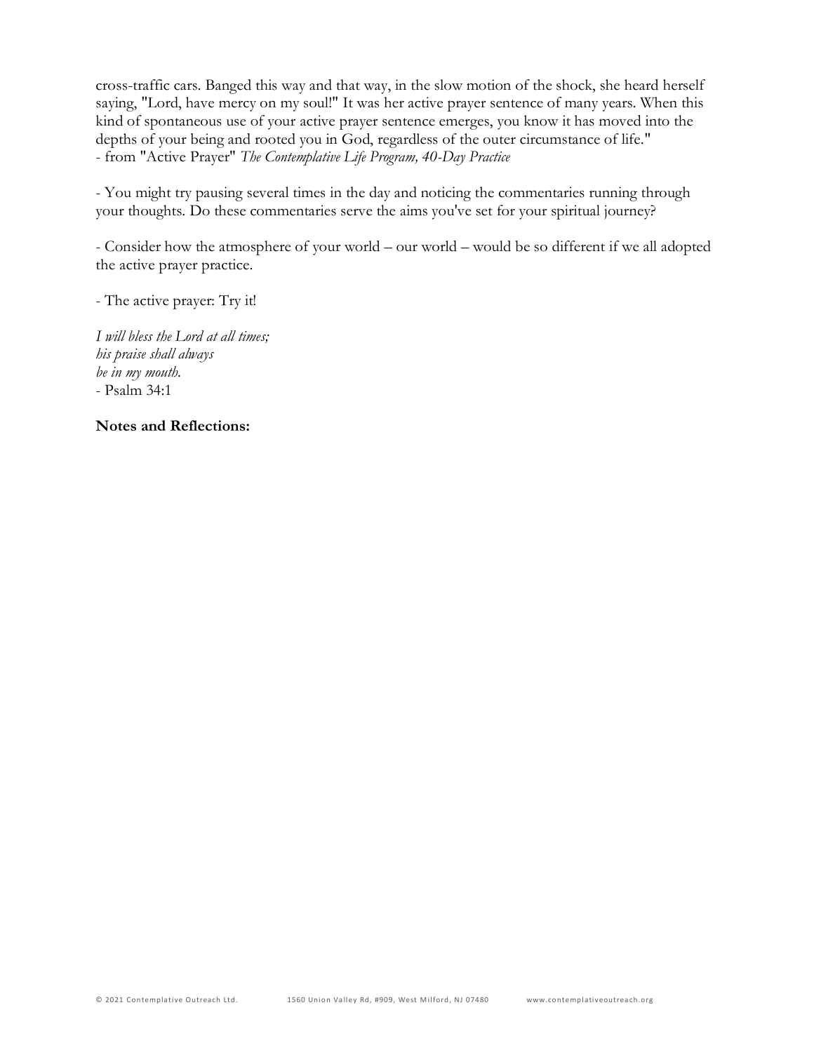cross-traffic cars. Banged this way and that way, in the slow motion of the shock, she heard herself saying, "Lord, have mercy on my soul!" It was her active prayer sentence of many years. When this kind of spontaneous use of your active prayer sentence emerges, you know it has moved into the depths of your being and rooted you in God, regardless of the outer circumstance of life."
- from "Active Prayer" *The Contemplative Life Program, 40-Day Practice*

- You might try pausing several times in the day and noticing the commentaries running through your thoughts. Do these commentaries serve the aims you've set for your spiritual journey?

- Consider how the atmosphere of your world – our world – would be so different if we all adopted the active prayer practice.

- The active prayer: Try it!

*I will bless the Lord at all times;*
*his praise shall always*
*be in my mouth.*
- Psalm 34:1

**Notes and Reflections:**